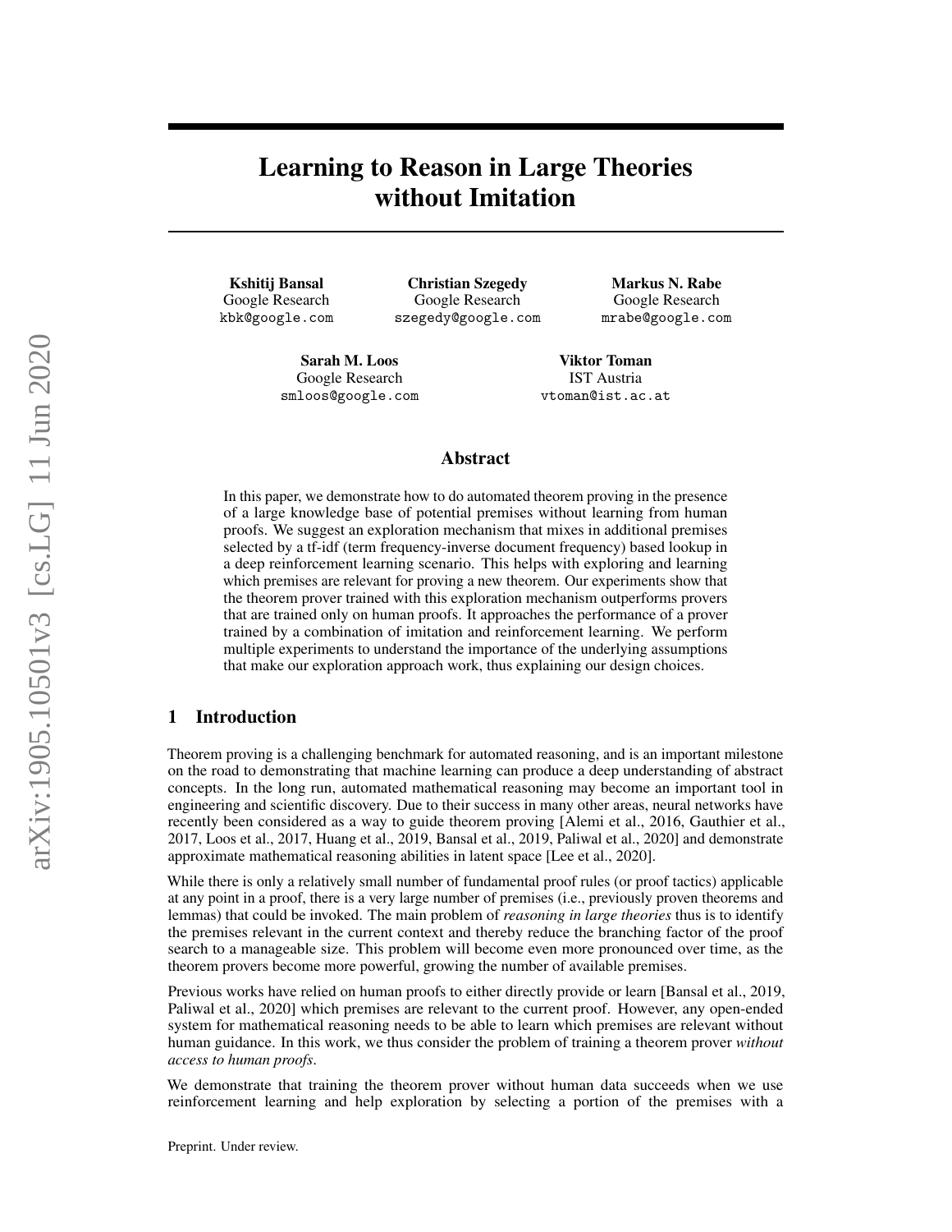# Learning to Reason in Large Theories without Imitation

**Kshitij Bansal**
Google Research
kbk@google.com

**Christian Szegedy**
Google Research
szegedy@google.com

**Markus N. Rabe**
Google Research
mrabe@google.com

**Sarah M. Loos**
Google Research
smloos@google.com

**Viktor Toman**
IST Austria
vtoman@ist.ac.at

## Abstract

In this paper, we demonstrate how to do automated theorem proving in the presence of a large knowledge base of potential premises without learning from human proofs. We suggest an exploration mechanism that mixes in additional premises selected by a tf-idf (term frequency-inverse document frequency) based lookup in a deep reinforcement learning scenario. This helps with exploring and learning which premises are relevant for proving a new theorem. Our experiments show that the theorem prover trained with this exploration mechanism outperforms provers that are trained only on human proofs. It approaches the performance of a prover trained by a combination of imitation and reinforcement learning. We perform multiple experiments to understand the importance of the underlying assumptions that make our exploration approach work, thus explaining our design choices.

## 1 Introduction

Theorem proving is a challenging benchmark for automated reasoning, and is an important milestone on the road to demonstrating that machine learning can produce a deep understanding of abstract concepts. In the long run, automated mathematical reasoning may become an important tool in engineering and scientific discovery. Due to their success in many other areas, neural networks have recently been considered as a way to guide theorem proving [Alemi et al., 2016, Gauthier et al., 2017, Loos et al., 2017, Huang et al., 2019, Bansal et al., 2019, Paliwal et al., 2020] and demonstrate approximate mathematical reasoning abilities in latent space [Lee et al., 2020].

While there is only a relatively small number of fundamental proof rules (or proof tactics) applicable at any point in a proof, there is a very large number of premises (i.e., previously proven theorems and lemmas) that could be invoked. The main problem of *reasoning in large theories* thus is to identify the premises relevant in the current context and thereby reduce the branching factor of the proof search to a manageable size. This problem will become even more pronounced over time, as the theorem provers become more powerful, growing the number of available premises.

Previous works have relied on human proofs to either directly provide or learn [Bansal et al., 2019, Paliwal et al., 2020] which premises are relevant to the current proof. However, any open-ended system for mathematical reasoning needs to be able to learn which premises are relevant without human guidance. In this work, we thus consider the problem of training a theorem prover *without access to human proofs*.

We demonstrate that training the theorem prover without human data succeeds when we use reinforcement learning and help exploration by selecting a portion of the premises with a

Preprint. Under review.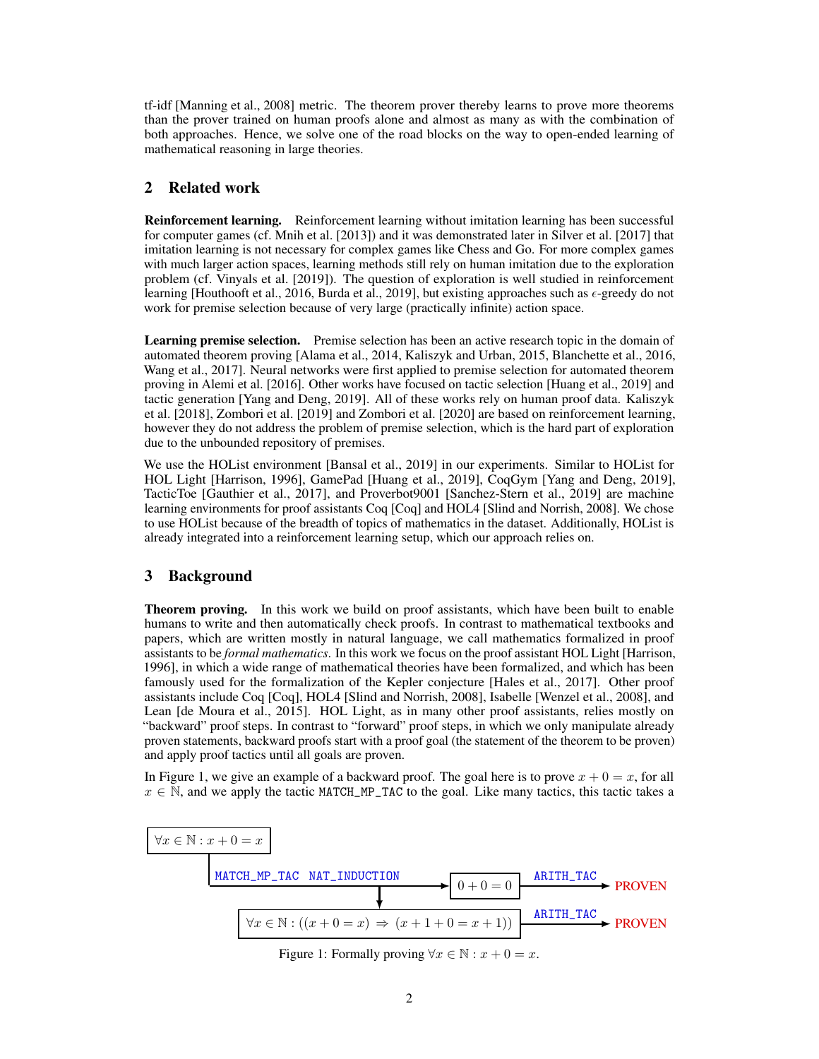tf-idf [Manning et al., 2008] metric. The theorem prover thereby learns to prove more theorems than the prover trained on human proofs alone and almost as many as with the combination of both approaches. Hence, we solve one of the road blocks on the way to open-ended learning of mathematical reasoning in large theories.

## 2 Related work

**Reinforcement learning.** Reinforcement learning without imitation learning has been successful for computer games (cf. Mnih et al. [2013]) and it was demonstrated later in Silver et al. [2017] that imitation learning is not necessary for complex games like Chess and Go. For more complex games with much larger action spaces, learning methods still rely on human imitation due to the exploration problem (cf. Vinyals et al. [2019]). The question of exploration is well studied in reinforcement learning [Houthooft et al., 2016, Burda et al., 2019], but existing approaches such as $\epsilon$-greedy do not work for premise selection because of very large (practically infinite) action space.

**Learning premise selection.** Premise selection has been an active research topic in the domain of automated theorem proving [Alama et al., 2014, Kaliszyk and Urban, 2015, Blanchette et al., 2016, Wang et al., 2017]. Neural networks were first applied to premise selection for automated theorem proving in Alemi et al. [2016]. Other works have focused on tactic selection [Huang et al., 2019] and tactic generation [Yang and Deng, 2019]. All of these works rely on human proof data. Kaliszyk et al. [2018], Zombori et al. [2019] and Zombori et al. [2020] are based on reinforcement learning, however they do not address the problem of premise selection, which is the hard part of exploration due to the unbounded repository of premises.

We use the HOList environment [Bansal et al., 2019] in our experiments. Similar to HOList for HOL Light [Harrison, 1996], GamePad [Huang et al., 2019], CoqGym [Yang and Deng, 2019], TacticToe [Gauthier et al., 2017], and Proverbot9001 [Sanchez-Stern et al., 2019] are machine learning environments for proof assistants Coq [Coq] and HOL4 [Slind and Norrish, 2008]. We chose to use HOList because of the breadth of topics of mathematics in the dataset. Additionally, HOList is already integrated into a reinforcement learning setup, which our approach relies on.

## 3 Background

**Theorem proving.** In this work we build on proof assistants, which have been built to enable humans to write and then automatically check proofs. In contrast to mathematical textbooks and papers, which are written mostly in natural language, we call mathematics formalized in proof assistants to be *formal mathematics*. In this work we focus on the proof assistant HOL Light [Harrison, 1996], in which a wide range of mathematical theories have been formalized, and which has been famously used for the formalization of the Kepler conjecture [Hales et al., 2017]. Other proof assistants include Coq [Coq], HOL4 [Slind and Norrish, 2008], Isabelle [Wenzel et al., 2008], and Lean [de Moura et al., 2015]. HOL Light, as in many other proof assistants, relies mostly on "backward" proof steps. In contrast to "forward" proof steps, in which we only manipulate already proven statements, backward proofs start with a proof goal (the statement of the theorem to be proven) and apply proof tactics until all goals are proven.

In Figure 1, we give an example of a backward proof. The goal here is to prove $x + 0 = x$, for all $x \in \mathbb{N}$, and we apply the tactic `MATCH_MP_TAC` to the goal. Like many tactics, this tactic takes a

$\forall x \in \mathbb{N} : x + 0 = x$ —`MATCH_MP_TAC NAT_INDUCTION`→ $0 + 0 = 0$ —`ARITH_TAC`→ PROVEN

$\forall x \in \mathbb{N} : ((x + 0 = x) \Rightarrow (x + 1 + 0 = x + 1))$ —`ARITH_TAC`→ PROVEN

Figure 1: Formally proving $\forall x \in \mathbb{N} : x + 0 = x$.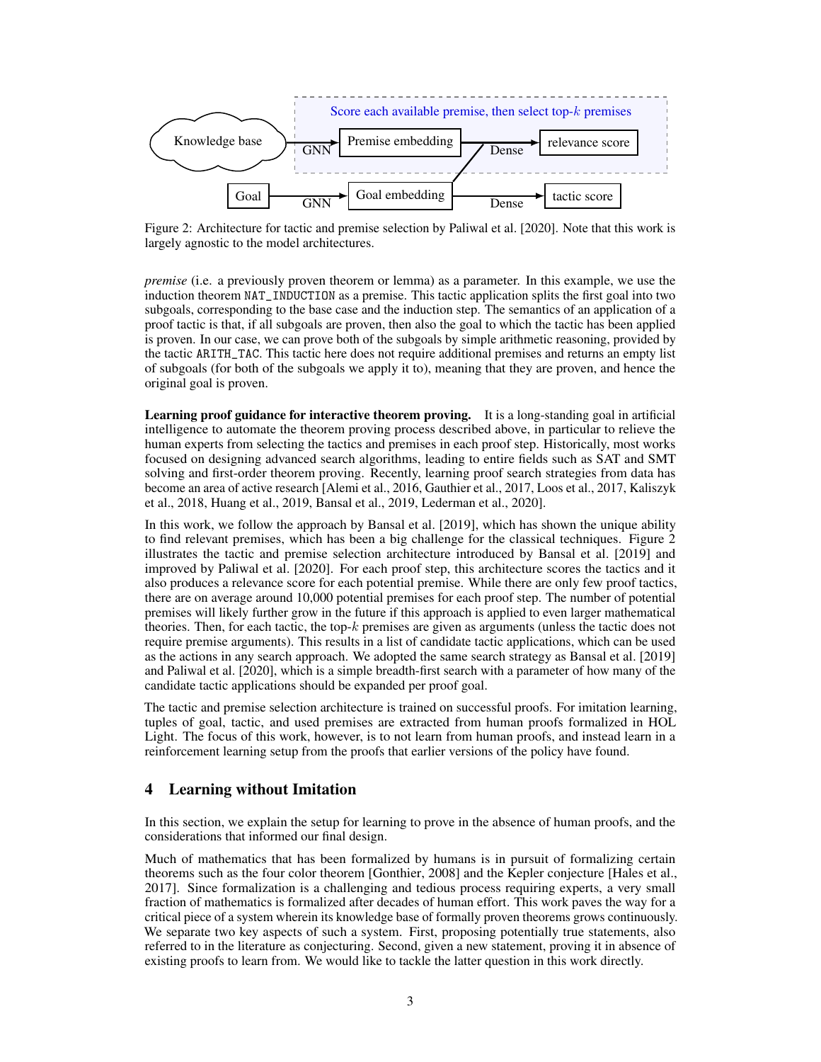Figure 2: Architecture for tactic and premise selection by Paliwal et al. [2020]. Note that this work is largely agnostic to the model architectures.

*premise* (i.e. a previously proven theorem or lemma) as a parameter. In this example, we use the induction theorem NAT_INDUCTION as a premise. This tactic application splits the first goal into two subgoals, corresponding to the base case and the induction step. The semantics of an application of a proof tactic is that, if all subgoals are proven, then also the goal to which the tactic has been applied is proven. In our case, we can prove both of the subgoals by simple arithmetic reasoning, provided by the tactic ARITH_TAC. This tactic here does not require additional premises and returns an empty list of subgoals (for both of the subgoals we apply it to), meaning that they are proven, and hence the original goal is proven.

**Learning proof guidance for interactive theorem proving.** It is a long-standing goal in artificial intelligence to automate the theorem proving process described above, in particular to relieve the human experts from selecting the tactics and premises in each proof step. Historically, most works focused on designing advanced search algorithms, leading to entire fields such as SAT and SMT solving and first-order theorem proving. Recently, learning proof search strategies from data has become an area of active research [Alemi et al., 2016, Gauthier et al., 2017, Loos et al., 2017, Kaliszyk et al., 2018, Huang et al., 2019, Bansal et al., 2019, Lederman et al., 2020].

In this work, we follow the approach by Bansal et al. [2019], which has shown the unique ability to find relevant premises, which has been a big challenge for the classical techniques. Figure 2 illustrates the tactic and premise selection architecture introduced by Bansal et al. [2019] and improved by Paliwal et al. [2020]. For each proof step, this architecture scores the tactics and it also produces a relevance score for each potential premise. While there are only few proof tactics, there are on average around 10,000 potential premises for each proof step. The number of potential premises will likely further grow in the future if this approach is applied to even larger mathematical theories. Then, for each tactic, the top-$k$ premises are given as arguments (unless the tactic does not require premise arguments). This results in a list of candidate tactic applications, which can be used as the actions in any search approach. We adopted the same search strategy as Bansal et al. [2019] and Paliwal et al. [2020], which is a simple breadth-first search with a parameter of how many of the candidate tactic applications should be expanded per proof goal.

The tactic and premise selection architecture is trained on successful proofs. For imitation learning, tuples of goal, tactic, and used premises are extracted from human proofs formalized in HOL Light. The focus of this work, however, is to not learn from human proofs, and instead learn in a reinforcement learning setup from the proofs that earlier versions of the policy have found.

## 4 Learning without Imitation

In this section, we explain the setup for learning to prove in the absence of human proofs, and the considerations that informed our final design.

Much of mathematics that has been formalized by humans is in pursuit of formalizing certain theorems such as the four color theorem [Gonthier, 2008] and the Kepler conjecture [Hales et al., 2017]. Since formalization is a challenging and tedious process requiring experts, a very small fraction of mathematics is formalized after decades of human effort. This work paves the way for a critical piece of a system wherein its knowledge base of formally proven theorems grows continuously. We separate two key aspects of such a system. First, proposing potentially true statements, also referred to in the literature as conjecturing. Second, given a new statement, proving it in absence of existing proofs to learn from. We would like to tackle the latter question in this work directly.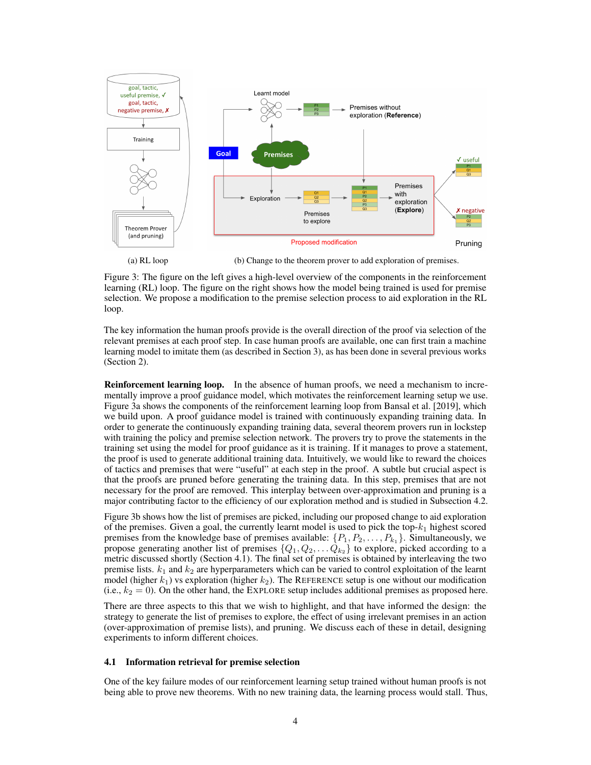(a) RL loop

(b) Change to the theorem prover to add exploration of premises.

Figure 3: The figure on the left gives a high-level overview of the components in the reinforcement learning (RL) loop. The figure on the right shows how the model being trained is used for premise selection. We propose a modification to the premise selection process to aid exploration in the RL loop.

The key information the human proofs provide is the overall direction of the proof via selection of the relevant premises at each proof step. In case human proofs are available, one can first train a machine learning model to imitate them (as described in Section 3), as has been done in several previous works (Section 2).

**Reinforcement learning loop.** In the absence of human proofs, we need a mechanism to incrementally improve a proof guidance model, which motivates the reinforcement learning setup we use. Figure 3a shows the components of the reinforcement learning loop from Bansal et al. [2019], which we build upon. A proof guidance model is trained with continuously expanding training data. In order to generate the continuously expanding training data, several theorem provers run in lockstep with training the policy and premise selection network. The provers try to prove the statements in the training set using the model for proof guidance as it is training. If it manages to prove a statement, the proof is used to generate additional training data. Intuitively, we would like to reward the choices of tactics and premises that were "useful" at each step in the proof. A subtle but crucial aspect is that the proofs are pruned before generating the training data. In this step, premises that are not necessary for the proof are removed. This interplay between over-approximation and pruning is a major contributing factor to the efficiency of our exploration method and is studied in Subsection 4.2.

Figure 3b shows how the list of premises are picked, including our proposed change to aid exploration of the premises. Given a goal, the currently learnt model is used to pick the top-$k_1$ highest scored premises from the knowledge base of premises available: $\{P_1, P_2, \ldots, P_{k_1}\}$. Simultaneously, we propose generating another list of premises $\{Q_1, Q_2, \ldots Q_{k_2}\}$ to explore, picked according to a metric discussed shortly (Section 4.1). The final set of premises is obtained by interleaving the two premise lists. $k_1$ and $k_2$ are hyperparameters which can be varied to control exploitation of the learnt model (higher $k_1$) vs exploration (higher $k_2$). The REFERENCE setup is one without our modification (i.e., $k_2 = 0$). On the other hand, the EXPLORE setup includes additional premises as proposed here.

There are three aspects to this that we wish to highlight, and that have informed the design: the strategy to generate the list of premises to explore, the effect of using irrelevant premises in an action (over-approximation of premise lists), and pruning. We discuss each of these in detail, designing experiments to inform different choices.

### 4.1 Information retrieval for premise selection

One of the key failure modes of our reinforcement learning setup trained without human proofs is not being able to prove new theorems. With no new training data, the learning process would stall. Thus,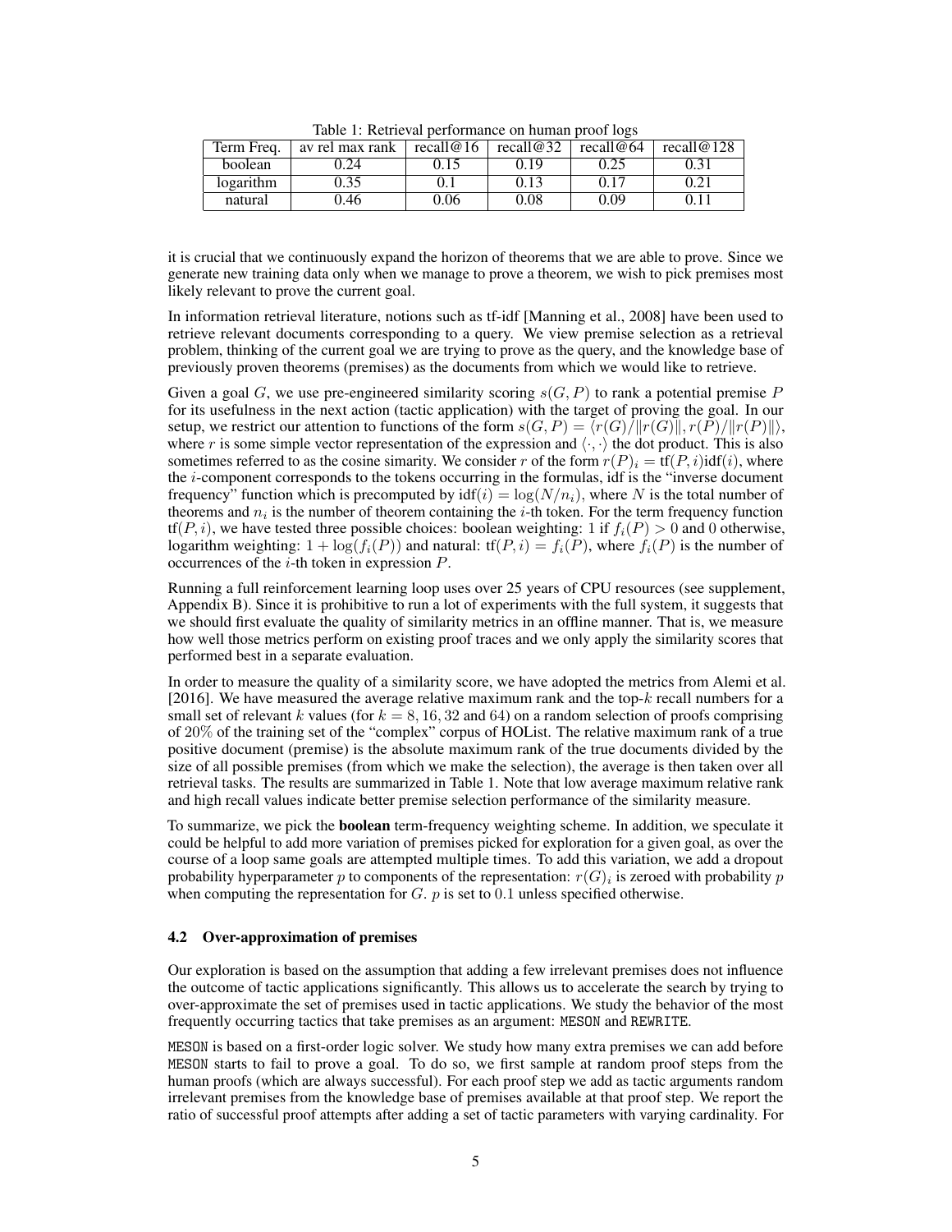Table 1: Retrieval performance on human proof logs

| Term Freq. | av rel max rank | recall@16 | recall@32 | recall@64 | recall@128 |
|---|---|---|---|---|---|
| boolean | 0.24 | 0.15 | 0.19 | 0.25 | 0.31 |
| logarithm | 0.35 | 0.1 | 0.13 | 0.17 | 0.21 |
| natural | 0.46 | 0.06 | 0.08 | 0.09 | 0.11 |

it is crucial that we continuously expand the horizon of theorems that we are able to prove. Since we generate new training data only when we manage to prove a theorem, we wish to pick premises most likely relevant to prove the current goal.

In information retrieval literature, notions such as tf-idf [Manning et al., 2008] have been used to retrieve relevant documents corresponding to a query. We view premise selection as a retrieval problem, thinking of the current goal we are trying to prove as the query, and the knowledge base of previously proven theorems (premises) as the documents from which we would like to retrieve.

Given a goal $G$, we use pre-engineered similarity scoring $s(G, P)$ to rank a potential premise $P$ for its usefulness in the next action (tactic application) with the target of proving the goal. In our setup, we restrict our attention to functions of the form $s(G, P) = \langle r(G)/\|r(G)\|, r(P)/\|r(P)\|\rangle$, where $r$ is some simple vector representation of the expression and $\langle \cdot, \cdot \rangle$ the dot product. This is also sometimes referred to as the cosine simarity. We consider $r$ of the form $r(P)_i = \text{tf}(P, i)\text{idf}(i)$, where the $i$-component corresponds to the tokens occurring in the formulas, idf is the "inverse document frequency" function which is precomputed by $\text{idf}(i) = \log(N/n_i)$, where $N$ is the total number of theorems and $n_i$ is the number of theorem containing the $i$-th token. For the term frequency function $\text{tf}(P, i)$, we have tested three possible choices: boolean weighting: 1 if $f_i(P) > 0$ and 0 otherwise, logarithm weighting: $1 + \log(f_i(P))$ and natural: $\text{tf}(P, i) = f_i(P)$, where $f_i(P)$ is the number of occurrences of the $i$-th token in expression $P$.

Running a full reinforcement learning loop uses over 25 years of CPU resources (see supplement, Appendix B). Since it is prohibitive to run a lot of experiments with the full system, it suggests that we should first evaluate the quality of similarity metrics in an offline manner. That is, we measure how well those metrics perform on existing proof traces and we only apply the similarity scores that performed best in a separate evaluation.

In order to measure the quality of a similarity score, we have adopted the metrics from Alemi et al. [2016]. We have measured the average relative maximum rank and the top-$k$ recall numbers for a small set of relevant $k$ values (for $k = 8, 16, 32$ and 64) on a random selection of proofs comprising of 20% of the training set of the "complex" corpus of HOList. The relative maximum rank of a true positive document (premise) is the absolute maximum rank of the true documents divided by the size of all possible premises (from which we make the selection), the average is then taken over all retrieval tasks. The results are summarized in Table 1. Note that low average maximum relative rank and high recall values indicate better premise selection performance of the similarity measure.

To summarize, we pick the **boolean** term-frequency weighting scheme. In addition, we speculate it could be helpful to add more variation of premises picked for exploration for a given goal, as over the course of a loop same goals are attempted multiple times. To add this variation, we add a dropout probability hyperparameter $p$ to components of the representation: $r(G)_i$ is zeroed with probability $p$ when computing the representation for $G$. $p$ is set to 0.1 unless specified otherwise.

### 4.2 Over-approximation of premises

Our exploration is based on the assumption that adding a few irrelevant premises does not influence the outcome of tactic applications significantly. This allows us to accelerate the search by trying to over-approximate the set of premises used in tactic applications. We study the behavior of the most frequently occurring tactics that take premises as an argument: `MESON` and `REWRITE`.

`MESON` is based on a first-order logic solver. We study how many extra premises we can add before `MESON` starts to fail to prove a goal. To do so, we first sample at random proof steps from the human proofs (which are always successful). For each proof step we add as tactic arguments random irrelevant premises from the knowledge base of premises available at that proof step. We report the ratio of successful proof attempts after adding a set of tactic parameters with varying cardinality. For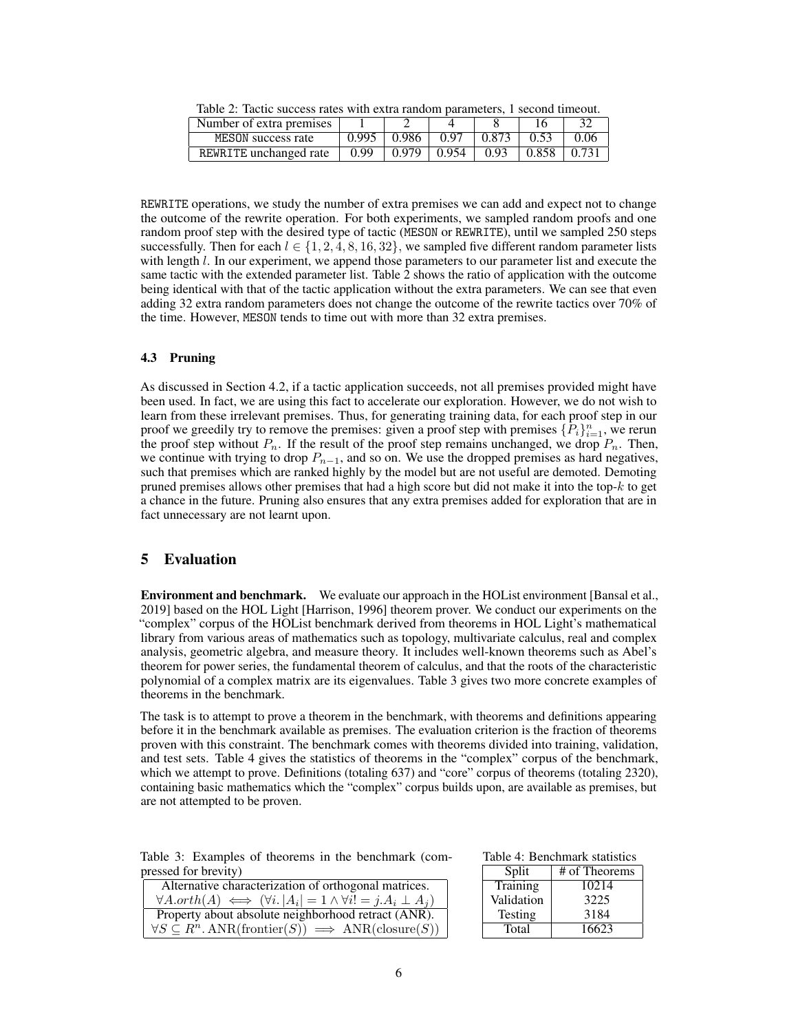Table 2: Tactic success rates with extra random parameters, 1 second timeout.

| Number of extra premises | 1 | 2 | 4 | 8 | 16 | 32 |
|---|---|---|---|---|---|---|
| MESON success rate | 0.995 | 0.986 | 0.97 | 0.873 | 0.53 | 0.06 |
| REWRITE unchanged rate | 0.99 | 0.979 | 0.954 | 0.93 | 0.858 | 0.731 |

REWRITE operations, we study the number of extra premises we can add and expect not to change the outcome of the rewrite operation. For both experiments, we sampled random proofs and one random proof step with the desired type of tactic (MESON or REWRITE), until we sampled 250 steps successfully. Then for each $l \in \{1, 2, 4, 8, 16, 32\}$, we sampled five different random parameter lists with length $l$. In our experiment, we append those parameters to our parameter list and execute the same tactic with the extended parameter list. Table 2 shows the ratio of application with the outcome being identical with that of the tactic application without the extra parameters. We can see that even adding 32 extra random parameters does not change the outcome of the rewrite tactics over 70% of the time. However, MESON tends to time out with more than 32 extra premises.

### 4.3 Pruning

As discussed in Section 4.2, if a tactic application succeeds, not all premises provided might have been used. In fact, we are using this fact to accelerate our exploration. However, we do not wish to learn from these irrelevant premises. Thus, for generating training data, for each proof step in our proof we greedily try to remove the premises: given a proof step with premises $\{P_i\}_{i=1}^{n}$, we rerun the proof step without $P_n$. If the result of the proof step remains unchanged, we drop $P_n$. Then, we continue with trying to drop $P_{n-1}$, and so on. We use the dropped premises as hard negatives, such that premises which are ranked highly by the model but are not useful are demoted. Demoting pruned premises allows other premises that had a high score but did not make it into the top-$k$ to get a chance in the future. Pruning also ensures that any extra premises added for exploration that are in fact unnecessary are not learnt upon.

## 5 Evaluation

**Environment and benchmark.** We evaluate our approach in the HOList environment [Bansal et al., 2019] based on the HOL Light [Harrison, 1996] theorem prover. We conduct our experiments on the "complex" corpus of the HOList benchmark derived from theorems in HOL Light's mathematical library from various areas of mathematics such as topology, multivariate calculus, real and complex analysis, geometric algebra, and measure theory. It includes well-known theorems such as Abel's theorem for power series, the fundamental theorem of calculus, and that the roots of the characteristic polynomial of a complex matrix are its eigenvalues. Table 3 gives two more concrete examples of theorems in the benchmark.

The task is to attempt to prove a theorem in the benchmark, with theorems and definitions appearing before it in the benchmark available as premises. The evaluation criterion is the fraction of theorems proven with this constraint. The benchmark comes with theorems divided into training, validation, and test sets. Table 4 gives the statistics of theorems in the "complex" corpus of the benchmark, which we attempt to prove. Definitions (totaling 637) and "core" corpus of theorems (totaling 2320), containing basic mathematics which the "complex" corpus builds upon, are available as premises, but are not attempted to be proven.

Table 3: Examples of theorems in the benchmark (compressed for brevity)

| |
|---|
| Alternative characterization of orthogonal matrices. |
| $\forall A.orth(A) \iff (\forall i. \lvert A_i \rvert = 1 \wedge \forall i! = j.A_i \perp A_j)$ |
| Property about absolute neighborhood retract (ANR). |
| $\forall S \subseteq R^n. \mathrm{ANR}(\mathrm{frontier}(S)) \implies \mathrm{ANR}(\mathrm{closure}(S))$ |

Table 4: Benchmark statistics

| Split | # of Theorems |
|---|---|
| Training | 10214 |
| Validation | 3225 |
| Testing | 3184 |
| Total | 16623 |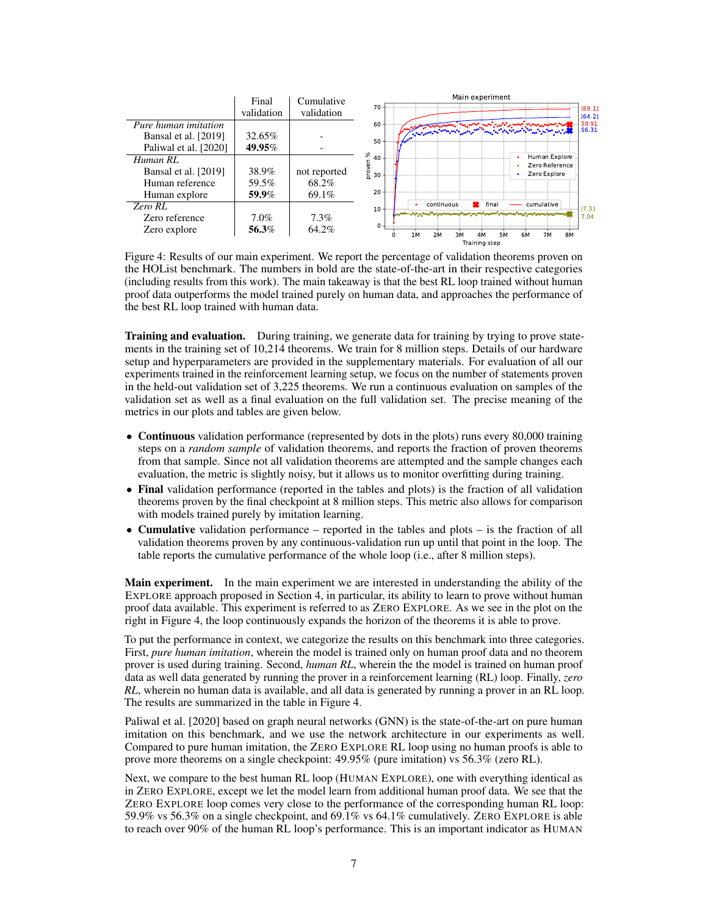| | Final validation | Cumulative validation |
|---|---|---|
| *Pure human imitation* | | |
| Bansal et al. [2019] | 32.65% | - |
| Paliwal et al. [2020] | **49.95%** | - |
| *Human RL* | | |
| Bansal et al. [2019] | 38.9% | not reported |
| Human reference | 59.5% | 68.2% |
| Human explore | **59.9%** | 69.1% |
| *Zero RL* | | |
| Zero reference | 7.0% | 7.3% |
| Zero explore | **56.3%** | 64.2% |

Figure 4: Results of our main experiment. We report the percentage of validation theorems proven on the HOList benchmark. The numbers in bold are the state-of-the-art in their respective categories (including results from this work). The main takeaway is that the best RL loop trained without human proof data outperforms the model trained purely on human data, and approaches the performance of the best RL loop trained with human data.

**Training and evaluation.** During training, we generate data for training by trying to prove statements in the training set of 10,214 theorems. We train for 8 million steps. Details of our hardware setup and hyperparameters are provided in the supplementary materials. For evaluation of all our experiments trained in the reinforcement learning setup, we focus on the number of statements proven in the held-out validation set of 3,225 theorems. We run a continuous evaluation on samples of the validation set as well as a final evaluation on the full validation set. The precise meaning of the metrics in our plots and tables are given below.

- **Continuous** validation performance (represented by dots in the plots) runs every 80,000 training steps on a *random sample* of validation theorems, and reports the fraction of proven theorems from that sample. Since not all validation theorems are attempted and the sample changes each evaluation, the metric is slightly noisy, but it allows us to monitor overfitting during training.
- **Final** validation performance (reported in the tables and plots) is the fraction of all validation theorems proven by the final checkpoint at 8 million steps. This metric also allows for comparison with models trained purely by imitation learning.
- **Cumulative** validation performance – reported in the tables and plots – is the fraction of all validation theorems proven by any continuous-validation run up until that point in the loop. The table reports the cumulative performance of the whole loop (i.e., after 8 million steps).

**Main experiment.** In the main experiment we are interested in understanding the ability of the EXPLORE approach proposed in Section 4, in particular, its ability to learn to prove without human proof data available. This experiment is referred to as ZERO EXPLORE. As we see in the plot on the right in Figure 4, the loop continuously expands the horizon of the theorems it is able to prove.

To put the performance in context, we categorize the results on this benchmark into three categories. First, *pure human imitation*, wherein the model is trained only on human proof data and no theorem prover is used during training. Second, *human RL*, wherein the the model is trained on human proof data as well data generated by running the prover in a reinforcement learning (RL) loop. Finally, *zero RL*, wherein no human data is available, and all data is generated by running a prover in an RL loop. The results are summarized in the table in Figure 4.

Paliwal et al. [2020] based on graph neural networks (GNN) is the state-of-the-art on pure human imitation on this benchmark, and we use the network architecture in our experiments as well. Compared to pure human imitation, the ZERO EXPLORE RL loop using no human proofs is able to prove more theorems on a single checkpoint: 49.95% (pure imitation) vs 56.3% (zero RL).

Next, we compare to the best human RL loop (HUMAN EXPLORE), one with everything identical as in ZERO EXPLORE, except we let the model learn from additional human proof data. We see that the ZERO EXPLORE loop comes very close to the performance of the corresponding human RL loop: 59.9% vs 56.3% on a single checkpoint, and 69.1% vs 64.1% cumulatively. ZERO EXPLORE is able to reach over 90% of the human RL loop's performance. This is an important indicator as HUMAN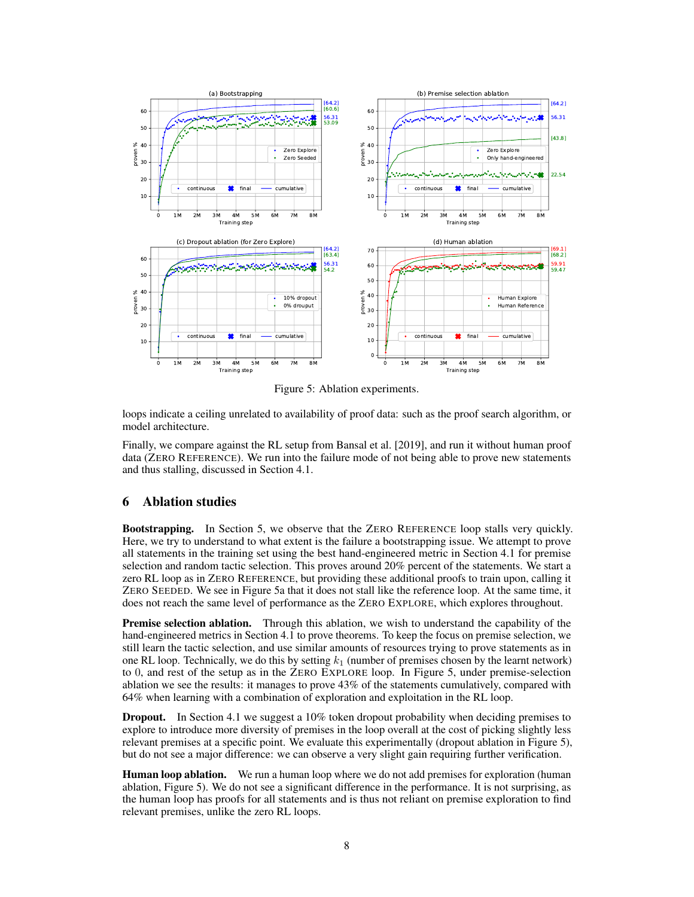Figure 5: Ablation experiments.

loops indicate a ceiling unrelated to availability of proof data: such as the proof search algorithm, or model architecture.

Finally, we compare against the RL setup from Bansal et al. [2019], and run it without human proof data (ZERO REFERENCE). We run into the failure mode of not being able to prove new statements and thus stalling, discussed in Section 4.1.

## 6 Ablation studies

**Bootstrapping.** In Section 5, we observe that the ZERO REFERENCE loop stalls very quickly. Here, we try to understand to what extent is the failure a bootstrapping issue. We attempt to prove all statements in the training set using the best hand-engineered metric in Section 4.1 for premise selection and random tactic selection. This proves around 20% percent of the statements. We start a zero RL loop as in ZERO REFERENCE, but providing these additional proofs to train upon, calling it ZERO SEEDED. We see in Figure 5a that it does not stall like the reference loop. At the same time, it does not reach the same level of performance as the ZERO EXPLORE, which explores throughout.

**Premise selection ablation.** Through this ablation, we wish to understand the capability of the hand-engineered metrics in Section 4.1 to prove theorems. To keep the focus on premise selection, we still learn the tactic selection, and use similar amounts of resources trying to prove statements as in one RL loop. Technically, we do this by setting $k_1$ (number of premises chosen by the learnt network) to 0, and rest of the ZERO EXPLORE loop. In Figure 5, under premise-selection ablation we see the results: it manages to prove 43% of the statements cumulatively, compared with 64% when learning with a combination of exploration and exploitation in the RL loop.

**Dropout.** In Section 4.1 we suggest a 10% token dropout probability when deciding premises to explore to introduce more diversity of premises in the loop overall at the cost of picking slightly less relevant premises at a specific point. We evaluate this experimentally (dropout ablation in Figure 5), but do not see a major difference: we can observe a very slight gain requiring further verification.

**Human loop ablation.** We run a human loop where we do not add premises for exploration (human ablation, Figure 5). We do not see a significant difference in the performance. It is not surprising, as the human loop has proofs for all statements and is thus not reliant on premise exploration to find relevant premises, unlike the zero RL loops.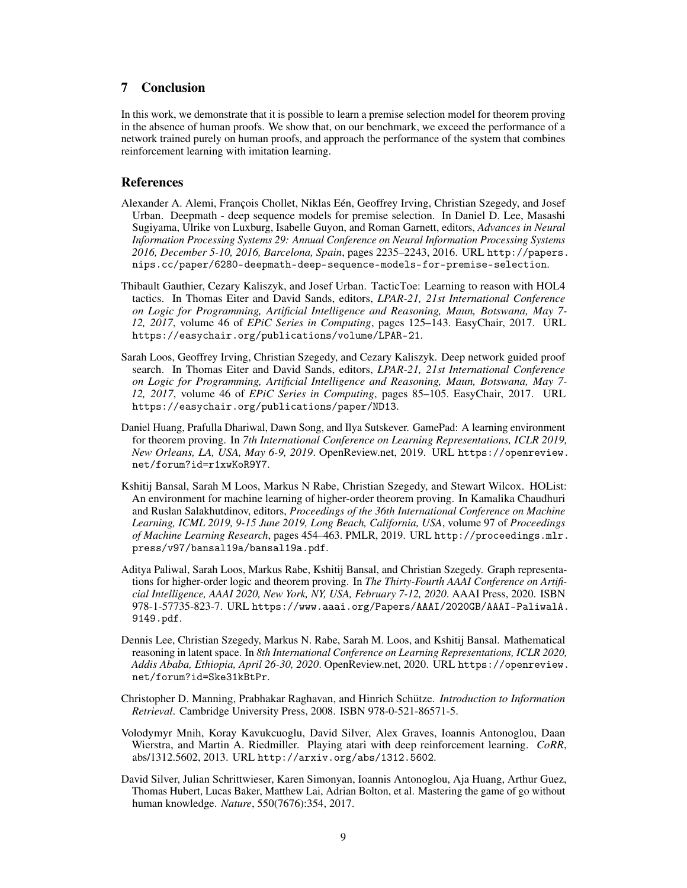## 7 Conclusion

In this work, we demonstrate that it is possible to learn a premise selection model for theorem proving in the absence of human proofs. We show that, on our benchmark, we exceed the performance of a network trained purely on human proofs, and approach the performance of the system that combines reinforcement learning with imitation learning.

## References

Alexander A. Alemi, François Chollet, Niklas Eén, Geoffrey Irving, Christian Szegedy, and Josef Urban. Deepmath - deep sequence models for premise selection. In Daniel D. Lee, Masashi Sugiyama, Ulrike von Luxburg, Isabelle Guyon, and Roman Garnett, editors, *Advances in Neural Information Processing Systems 29: Annual Conference on Neural Information Processing Systems 2016, December 5-10, 2016, Barcelona, Spain*, pages 2235–2243, 2016. URL `http://papers.nips.cc/paper/6280-deepmath-deep-sequence-models-for-premise-selection`.

Thibault Gauthier, Cezary Kaliszyk, and Josef Urban. TacticToe: Learning to reason with HOL4 tactics. In Thomas Eiter and David Sands, editors, *LPAR-21, 21st International Conference on Logic for Programming, Artificial Intelligence and Reasoning, Maun, Botswana, May 7-12, 2017*, volume 46 of *EPiC Series in Computing*, pages 125–143. EasyChair, 2017. URL `https://easychair.org/publications/volume/LPAR-21`.

Sarah Loos, Geoffrey Irving, Christian Szegedy, and Cezary Kaliszyk. Deep network guided proof search. In Thomas Eiter and David Sands, editors, *LPAR-21, 21st International Conference on Logic for Programming, Artificial Intelligence and Reasoning, Maun, Botswana, May 7-12, 2017*, volume 46 of *EPiC Series in Computing*, pages 85–105. EasyChair, 2017. URL `https://easychair.org/publications/paper/ND13`.

Daniel Huang, Prafulla Dhariwal, Dawn Song, and Ilya Sutskever. GamePad: A learning environment for theorem proving. In *7th International Conference on Learning Representations, ICLR 2019, New Orleans, LA, USA, May 6-9, 2019*. OpenReview.net, 2019. URL `https://openreview.net/forum?id=r1xwKoR9Y7`.

Kshitij Bansal, Sarah M Loos, Markus N Rabe, Christian Szegedy, and Stewart Wilcox. HOList: An environment for machine learning of higher-order theorem proving. In Kamalika Chaudhuri and Ruslan Salakhutdinov, editors, *Proceedings of the 36th International Conference on Machine Learning, ICML 2019, 9-15 June 2019, Long Beach, California, USA*, volume 97 of *Proceedings of Machine Learning Research*, pages 454–463. PMLR, 2019. URL `http://proceedings.mlr.press/v97/bansal19a/bansal19a.pdf`.

Aditya Paliwal, Sarah Loos, Markus Rabe, Kshitij Bansal, and Christian Szegedy. Graph representations for higher-order logic and theorem proving. In *The Thirty-Fourth AAAI Conference on Artificial Intelligence, AAAI 2020, New York, NY, USA, February 7-12, 2020*. AAAI Press, 2020. ISBN 978-1-57735-823-7. URL `https://www.aaai.org/Papers/AAAI/2020GB/AAAI-PaliwalA.9149.pdf`.

Dennis Lee, Christian Szegedy, Markus N. Rabe, Sarah M. Loos, and Kshitij Bansal. Mathematical reasoning in latent space. In *8th International Conference on Learning Representations, ICLR 2020, Addis Ababa, Ethiopia, April 26-30, 2020*. OpenReview.net, 2020. URL `https://openreview.net/forum?id=Ske31kBtPr`.

Christopher D. Manning, Prabhakar Raghavan, and Hinrich Schütze. *Introduction to Information Retrieval*. Cambridge University Press, 2008. ISBN 978-0-521-86571-5.

Volodymyr Mnih, Koray Kavukcuoglu, David Silver, Alex Graves, Ioannis Antonoglou, Daan Wierstra, and Martin A. Riedmiller. Playing atari with deep reinforcement learning. *CoRR*, abs/1312.5602, 2013. URL `http://arxiv.org/abs/1312.5602`.

David Silver, Julian Schrittwieser, Karen Simonyan, Ioannis Antonoglou, Aja Huang, Arthur Guez, Thomas Hubert, Lucas Baker, Matthew Lai, Adrian Bolton, et al. Mastering the game of go without human knowledge. *Nature*, 550(7676):354, 2017.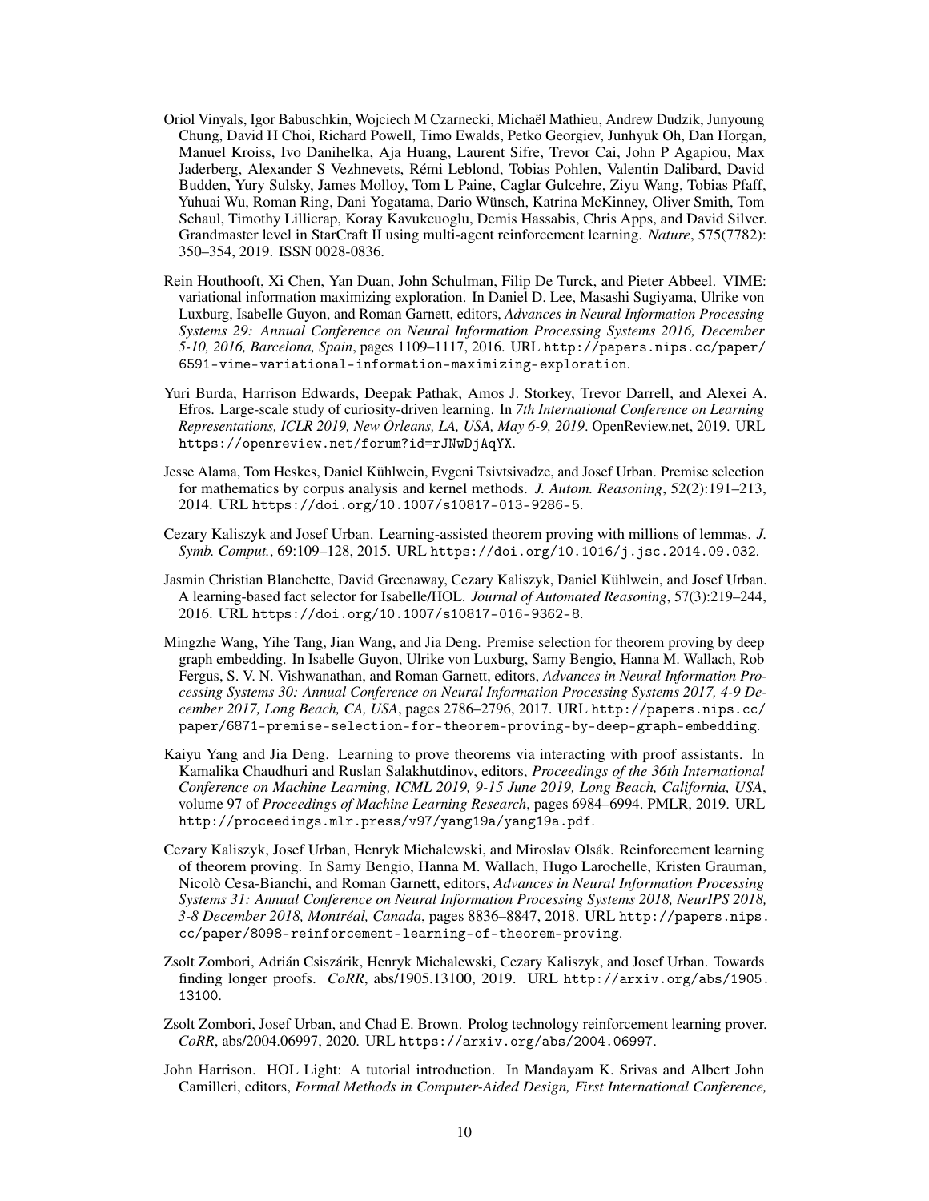Oriol Vinyals, Igor Babuschkin, Wojciech M Czarnecki, Michaël Mathieu, Andrew Dudzik, Junyoung Chung, David H Choi, Richard Powell, Timo Ewalds, Petko Georgiev, Junhyuk Oh, Dan Horgan, Manuel Kroiss, Ivo Danihelka, Aja Huang, Laurent Sifre, Trevor Cai, John P Agapiou, Max Jaderberg, Alexander S Vezhnevets, Rémi Leblond, Tobias Pohlen, Valentin Dalibard, David Budden, Yury Sulsky, James Molloy, Tom L Paine, Caglar Gulcehre, Ziyu Wang, Tobias Pfaff, Yuhuai Wu, Roman Ring, Dani Yogatama, Dario Wünsch, Katrina McKinney, Oliver Smith, Tom Schaul, Timothy Lillicrap, Koray Kavukcuoglu, Demis Hassabis, Chris Apps, and David Silver. Grandmaster level in StarCraft II using multi-agent reinforcement learning. *Nature*, 575(7782): 350–354, 2019. ISSN 0028-0836.

Rein Houthooft, Xi Chen, Yan Duan, John Schulman, Filip De Turck, and Pieter Abbeel. VIME: variational information maximizing exploration. In Daniel D. Lee, Masashi Sugiyama, Ulrike von Luxburg, Isabelle Guyon, and Roman Garnett, editors, *Advances in Neural Information Processing Systems 29: Annual Conference on Neural Information Processing Systems 2016, December 5-10, 2016, Barcelona, Spain*, pages 1109–1117, 2016. URL http://papers.nips.cc/paper/6591-vime-variational-information-maximizing-exploration.

Yuri Burda, Harrison Edwards, Deepak Pathak, Amos J. Storkey, Trevor Darrell, and Alexei A. Efros. Large-scale study of curiosity-driven learning. In *7th International Conference on Learning Representations, ICLR 2019, New Orleans, LA, USA, May 6-9, 2019*. OpenReview.net, 2019. URL https://openreview.net/forum?id=rJNwDjAqYX.

Jesse Alama, Tom Heskes, Daniel Kühlwein, Evgeni Tsivtsivadze, and Josef Urban. Premise selection for mathematics by corpus analysis and kernel methods. *J. Autom. Reasoning*, 52(2):191–213, 2014. URL https://doi.org/10.1007/s10817-013-9286-5.

Cezary Kaliszyk and Josef Urban. Learning-assisted theorem proving with millions of lemmas. *J. Symb. Comput.*, 69:109–128, 2015. URL https://doi.org/10.1016/j.jsc.2014.09.032.

Jasmin Christian Blanchette, David Greenaway, Cezary Kaliszyk, Daniel Kühlwein, and Josef Urban. A learning-based fact selector for Isabelle/HOL. *Journal of Automated Reasoning*, 57(3):219–244, 2016. URL https://doi.org/10.1007/s10817-016-9362-8.

Mingzhe Wang, Yihe Tang, Jian Wang, and Jia Deng. Premise selection for theorem proving by deep graph embedding. In Isabelle Guyon, Ulrike von Luxburg, Samy Bengio, Hanna M. Wallach, Rob Fergus, S. V. N. Vishwanathan, and Roman Garnett, editors, *Advances in Neural Information Processing Systems 30: Annual Conference on Neural Information Processing Systems 2017, 4-9 December 2017, Long Beach, CA, USA*, pages 2786–2796, 2017. URL http://papers.nips.cc/paper/6871-premise-selection-for-theorem-proving-by-deep-graph-embedding.

Kaiyu Yang and Jia Deng. Learning to prove theorems via interacting with proof assistants. In Kamalika Chaudhuri and Ruslan Salakhutdinov, editors, *Proceedings of the 36th International Conference on Machine Learning, ICML 2019, 9-15 June 2019, Long Beach, California, USA*, volume 97 of *Proceedings of Machine Learning Research*, pages 6984–6994. PMLR, 2019. URL http://proceedings.mlr.press/v97/yang19a/yang19a.pdf.

Cezary Kaliszyk, Josef Urban, Henryk Michalewski, and Miroslav Olšák. Reinforcement learning of theorem proving. In Samy Bengio, Hanna M. Wallach, Hugo Larochelle, Kristen Grauman, Nicolò Cesa-Bianchi, and Roman Garnett, editors, *Advances in Neural Information Processing Systems 31: Annual Conference on Neural Information Processing Systems 2018, NeurIPS 2018, 3-8 December 2018, Montréal, Canada*, pages 8836–8847, 2018. URL http://papers.nips.cc/paper/8098-reinforcement-learning-of-theorem-proving.

Zsolt Zombori, Adrián Csiszárik, Henryk Michalewski, Cezary Kaliszyk, and Josef Urban. Towards finding longer proofs. *CoRR*, abs/1905.13100, 2019. URL http://arxiv.org/abs/1905.13100.

Zsolt Zombori, Josef Urban, and Chad E. Brown. Prolog technology reinforcement learning prover. *CoRR*, abs/2004.06997, 2020. URL https://arxiv.org/abs/2004.06997.

John Harrison. HOL Light: A tutorial introduction. In Mandayam K. Srivas and Albert John Camilleri, editors, *Formal Methods in Computer-Aided Design, First International Conference,*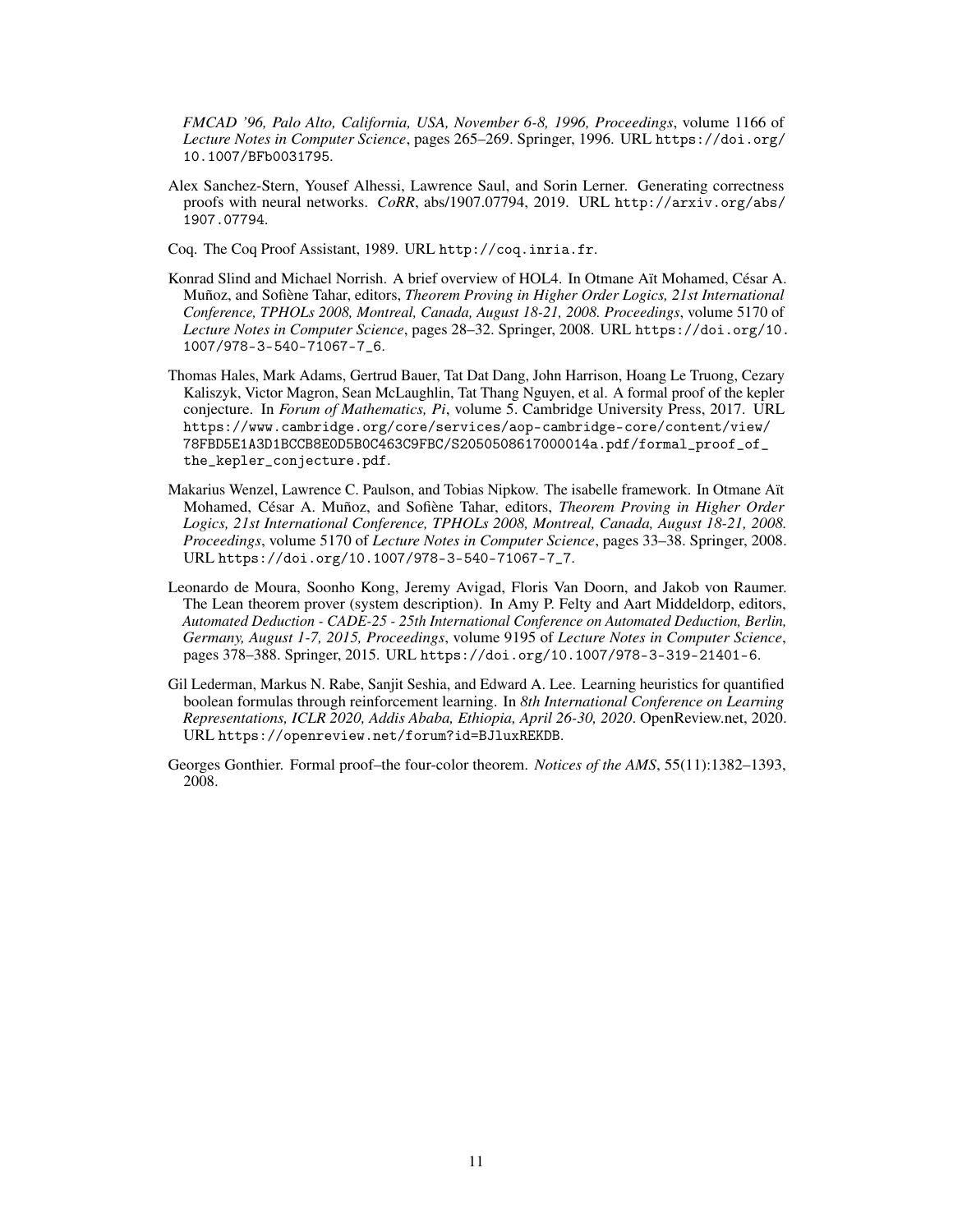*FMCAD '96, Palo Alto, California, USA, November 6-8, 1996, Proceedings*, volume 1166 of *Lecture Notes in Computer Science*, pages 265–269. Springer, 1996. URL https://doi.org/10.1007/BFb0031795.

Alex Sanchez-Stern, Yousef Alhessi, Lawrence Saul, and Sorin Lerner. Generating correctness proofs with neural networks. *CoRR*, abs/1907.07794, 2019. URL http://arxiv.org/abs/1907.07794.

Coq. The Coq Proof Assistant, 1989. URL http://coq.inria.fr.

Konrad Slind and Michael Norrish. A brief overview of HOL4. In Otmane Aït Mohamed, César A. Muñoz, and Sofiène Tahar, editors, *Theorem Proving in Higher Order Logics, 21st International Conference, TPHOLs 2008, Montreal, Canada, August 18-21, 2008. Proceedings*, volume 5170 of *Lecture Notes in Computer Science*, pages 28–32. Springer, 2008. URL https://doi.org/10.1007/978-3-540-71067-7_6.

Thomas Hales, Mark Adams, Gertrud Bauer, Tat Dat Dang, John Harrison, Hoang Le Truong, Cezary Kaliszyk, Victor Magron, Sean McLaughlin, Tat Thang Nguyen, et al. A formal proof of the kepler conjecture. In *Forum of Mathematics, Pi*, volume 5. Cambridge University Press, 2017. URL https://www.cambridge.org/core/services/aop-cambridge-core/content/view/78FBD5E1A3D1BCCB8E0D5B0C463C9FBC/S2050508617000014a.pdf/formal_proof_of_the_kepler_conjecture.pdf.

Makarius Wenzel, Lawrence C. Paulson, and Tobias Nipkow. The isabelle framework. In Otmane Aït Mohamed, César A. Muñoz, and Sofiène Tahar, editors, *Theorem Proving in Higher Order Logics, 21st International Conference, TPHOLs 2008, Montreal, Canada, August 18-21, 2008. Proceedings*, volume 5170 of *Lecture Notes in Computer Science*, pages 33–38. Springer, 2008. URL https://doi.org/10.1007/978-3-540-71067-7_7.

Leonardo de Moura, Soonho Kong, Jeremy Avigad, Floris Van Doorn, and Jakob von Raumer. The Lean theorem prover (system description). In Amy P. Felty and Aart Middeldorp, editors, *Automated Deduction - CADE-25 - 25th International Conference on Automated Deduction, Berlin, Germany, August 1-7, 2015, Proceedings*, volume 9195 of *Lecture Notes in Computer Science*, pages 378–388. Springer, 2015. URL https://doi.org/10.1007/978-3-319-21401-6.

Gil Lederman, Markus N. Rabe, Sanjit Seshia, and Edward A. Lee. Learning heuristics for quantified boolean formulas through reinforcement learning. In *8th International Conference on Learning Representations, ICLR 2020, Addis Ababa, Ethiopia, April 26-30, 2020*. OpenReview.net, 2020. URL https://openreview.net/forum?id=BJluxREKDB.

Georges Gonthier. Formal proof–the four-color theorem. *Notices of the AMS*, 55(11):1382–1393, 2008.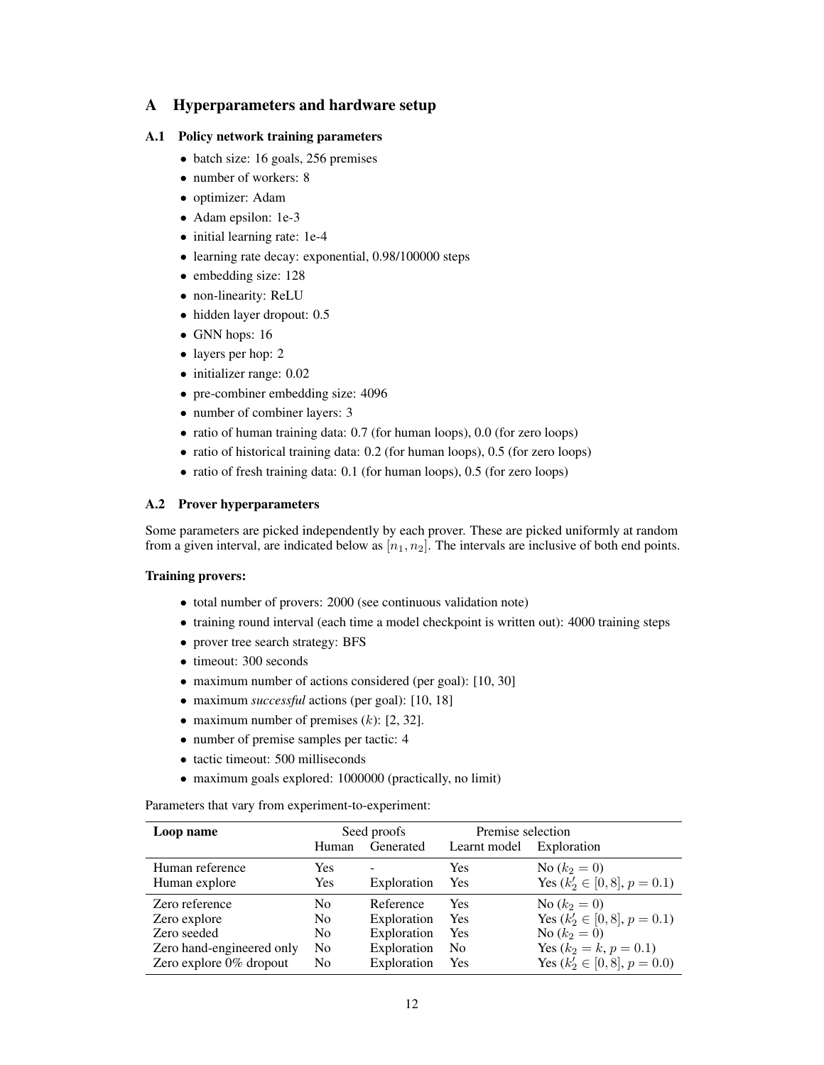## A Hyperparameters and hardware setup

### A.1 Policy network training parameters

- batch size: 16 goals, 256 premises
- number of workers: 8
- optimizer: Adam
- Adam epsilon: 1e-3
- initial learning rate: 1e-4
- learning rate decay: exponential, 0.98/100000 steps
- embedding size: 128
- non-linearity: ReLU
- hidden layer dropout: 0.5
- GNN hops: 16
- layers per hop: 2
- initializer range: 0.02
- pre-combiner embedding size: 4096
- number of combiner layers: 3
- ratio of human training data: 0.7 (for human loops), 0.0 (for zero loops)
- ratio of historical training data: 0.2 (for human loops), 0.5 (for zero loops)
- ratio of fresh training data: 0.1 (for human loops), 0.5 (for zero loops)

### A.2 Prover hyperparameters

Some parameters are picked independently by each prover. These are picked uniformly at random from a given interval, are indicated below as $[n_1, n_2]$. The intervals are inclusive of both end points.

**Training provers:**

- total number of provers: 2000 (see continuous validation note)
- training round interval (each time a model checkpoint is written out): 4000 training steps
- prover tree search strategy: BFS
- timeout: 300 seconds
- maximum number of actions considered (per goal): [10, 30]
- maximum *successful* actions (per goal): [10, 18]
- maximum number of premises ($k$): [2, 32].
- number of premise samples per tactic: 4
- tactic timeout: 500 milliseconds
- maximum goals explored: 1000000 (practically, no limit)

Parameters that vary from experiment-to-experiment:

| Loop name | Seed proofs | | Premise selection | |
|---|---|---|---|---|
| | Human | Generated | Learnt model | Exploration |
| Human reference | Yes | - | Yes | No ($k_2 = 0$) |
| Human explore | Yes | Exploration | Yes | Yes ($k_2' \in [0, 8]$, $p = 0.1$) |
| Zero reference | No | Reference | Yes | No ($k_2 = 0$) |
| Zero explore | No | Exploration | Yes | Yes ($k_2' \in [0, 8]$, $p = 0.1$) |
| Zero seeded | No | Exploration | Yes | No ($k_2 = 0$) |
| Zero hand-engineered only | No | Exploration | No | Yes ($k_2 = k$, $p = 0.1$) |
| Zero explore 0% dropout | No | Exploration | Yes | Yes ($k_2' \in [0, 8]$, $p = 0.0$) |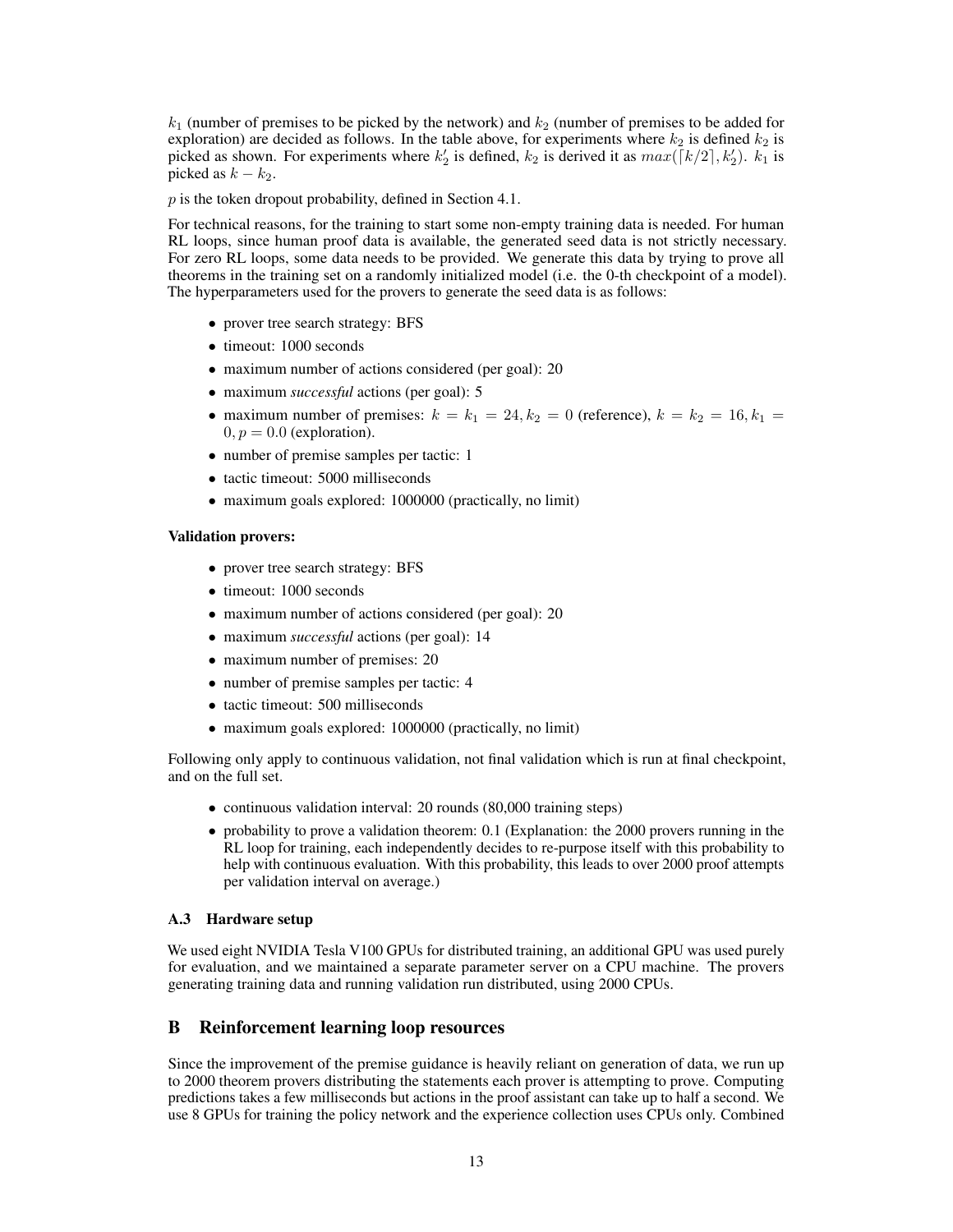$k_1$ (number of premises to be picked by the network) and $k_2$ (number of premises to be added for exploration) are decided as follows. In the table above, for experiments where $k_2$ is defined $k_2$ is picked as shown. For experiments where $k_2'$ is defined, $k_2$ is derived it as $max(\lceil k/2 \rceil, k_2')$. $k_1$ is picked as $k - k_2$.

$p$ is the token dropout probability, defined in Section 4.1.

For technical reasons, for the training to start some non-empty training data is needed. For human RL loops, since human proof data is available, the generated seed data is not strictly necessary. For zero RL loops, some data needs to be provided. We generate this data by trying to prove all theorems in the training set on a randomly initialized model (i.e. the 0-th checkpoint of a model). The hyperparameters used for the provers to generate the seed data is as follows:

- prover tree search strategy: BFS
- timeout: 1000 seconds
- maximum number of actions considered (per goal): 20
- maximum *successful* actions (per goal): 5
- maximum number of premises: $k = k_1 = 24, k_2 = 0$ (reference), $k = k_2 = 16, k_1 = 0, p = 0.0$ (exploration).
- number of premise samples per tactic: 1
- tactic timeout: 5000 milliseconds
- maximum goals explored: 1000000 (practically, no limit)

**Validation provers:**

- prover tree search strategy: BFS
- timeout: 1000 seconds
- maximum number of actions considered (per goal): 20
- maximum *successful* actions (per goal): 14
- maximum number of premises: 20
- number of premise samples per tactic: 4
- tactic timeout: 500 milliseconds
- maximum goals explored: 1000000 (practically, no limit)

Following only apply to continuous validation, not final validation which is run at final checkpoint, and on the full set.

- continuous validation interval: 20 rounds (80,000 training steps)
- probability to prove a validation theorem: 0.1 (Explanation: the 2000 provers running in the RL loop for training, each independently decides to re-purpose itself with this probability to help with continuous evaluation. With this probability, this leads to over 2000 proof attempts per validation interval on average.)

### A.3 Hardware setup

We used eight NVIDIA Tesla V100 GPUs for distributed training, an additional GPU was used purely for evaluation, and we maintained a separate parameter server on a CPU machine. The provers generating training data and running validation run distributed, using 2000 CPUs.

## B Reinforcement learning loop resources

Since the improvement of the premise guidance is heavily reliant on generation of data, we run up to 2000 theorem provers distributing the statements each prover is attempting to prove. Computing predictions takes a few milliseconds but actions in the proof assistant can take up to half a second. We use 8 GPUs for training the policy network and the experience collection uses CPUs only. Combined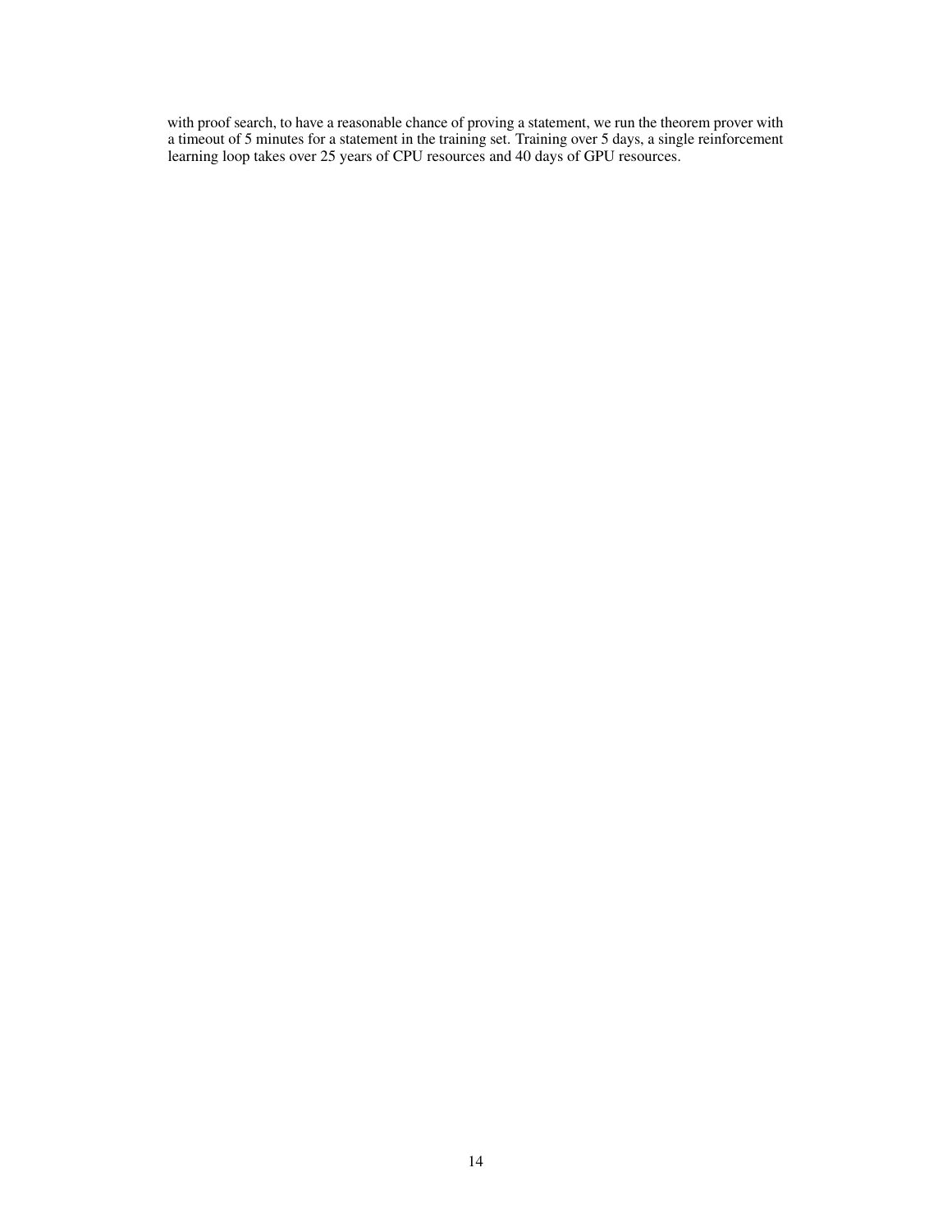with proof search, to have a reasonable chance of proving a statement, we run the theorem prover with a timeout of 5 minutes for a statement in the training set. Training over 5 days, a single reinforcement learning loop takes over 25 years of CPU resources and 40 days of GPU resources.